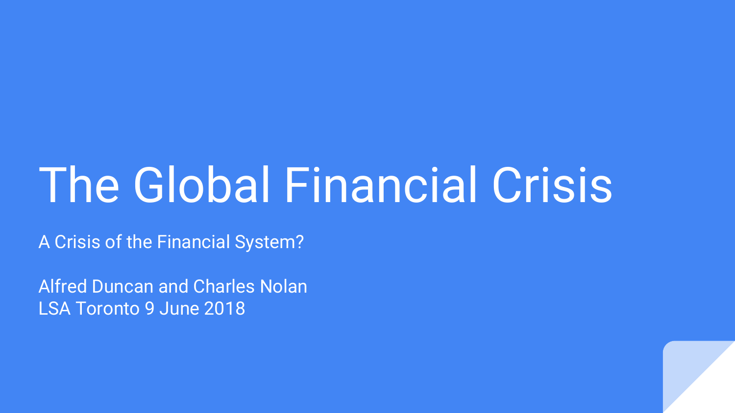# The Global Financial Crisis

A Crisis of the Financial System?

Alfred Duncan and Charles Nolan
LSA Toronto 9 June 2018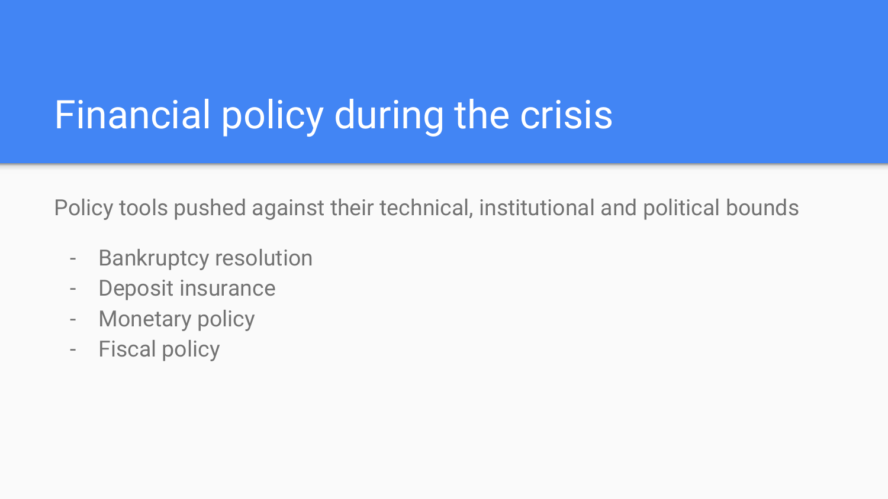# Financial policy during the crisis

Policy tools pushed against their technical, institutional and political bounds

- Bankruptcy resolution
- Deposit insurance
- Monetary policy
- Fiscal policy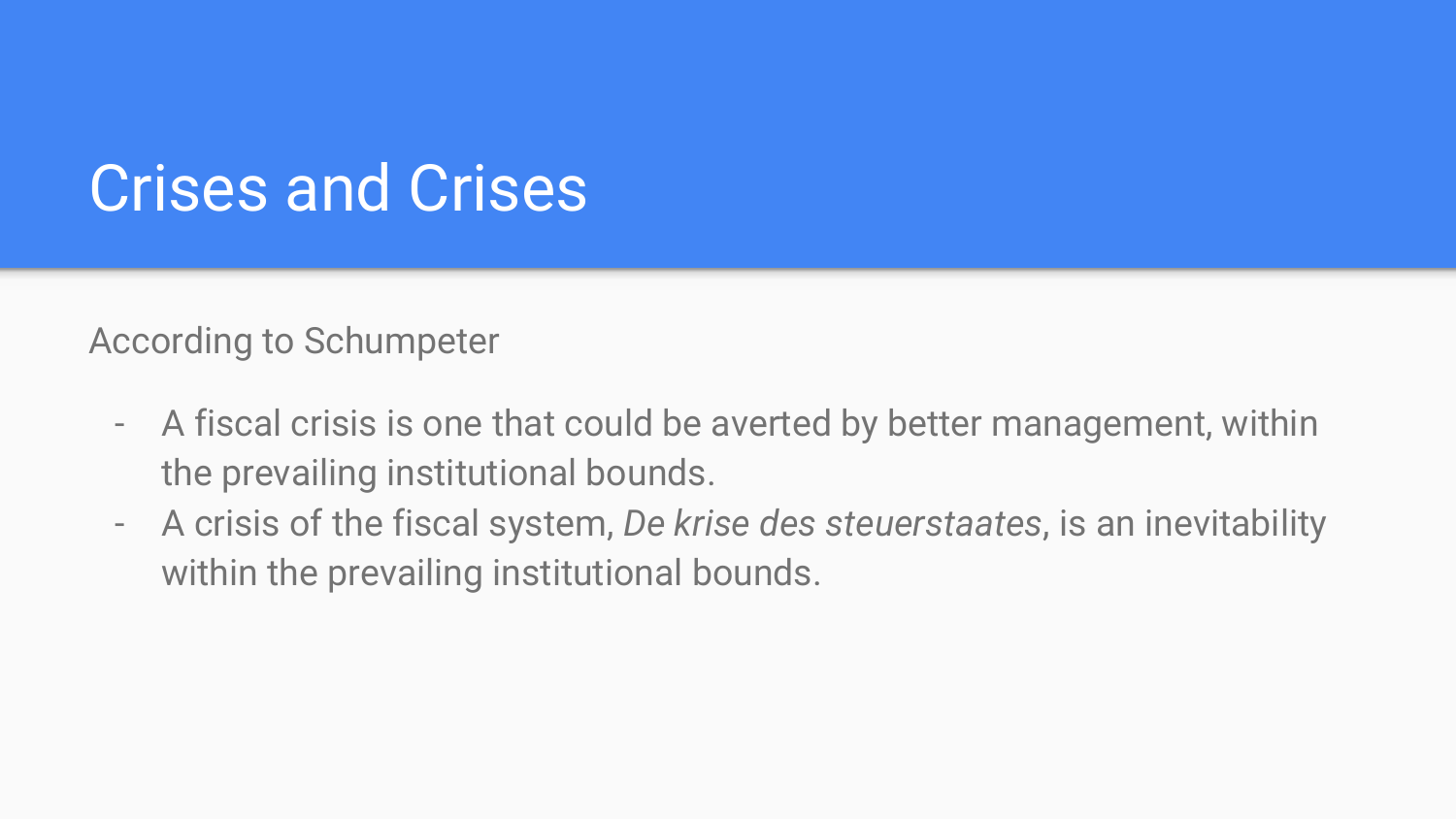# Crises and Crises

According to Schumpeter

- A fiscal crisis is one that could be averted by better management, within the prevailing institutional bounds.
- A crisis of the fiscal system, *De krise des steuerstaates*, is an inevitability within the prevailing institutional bounds.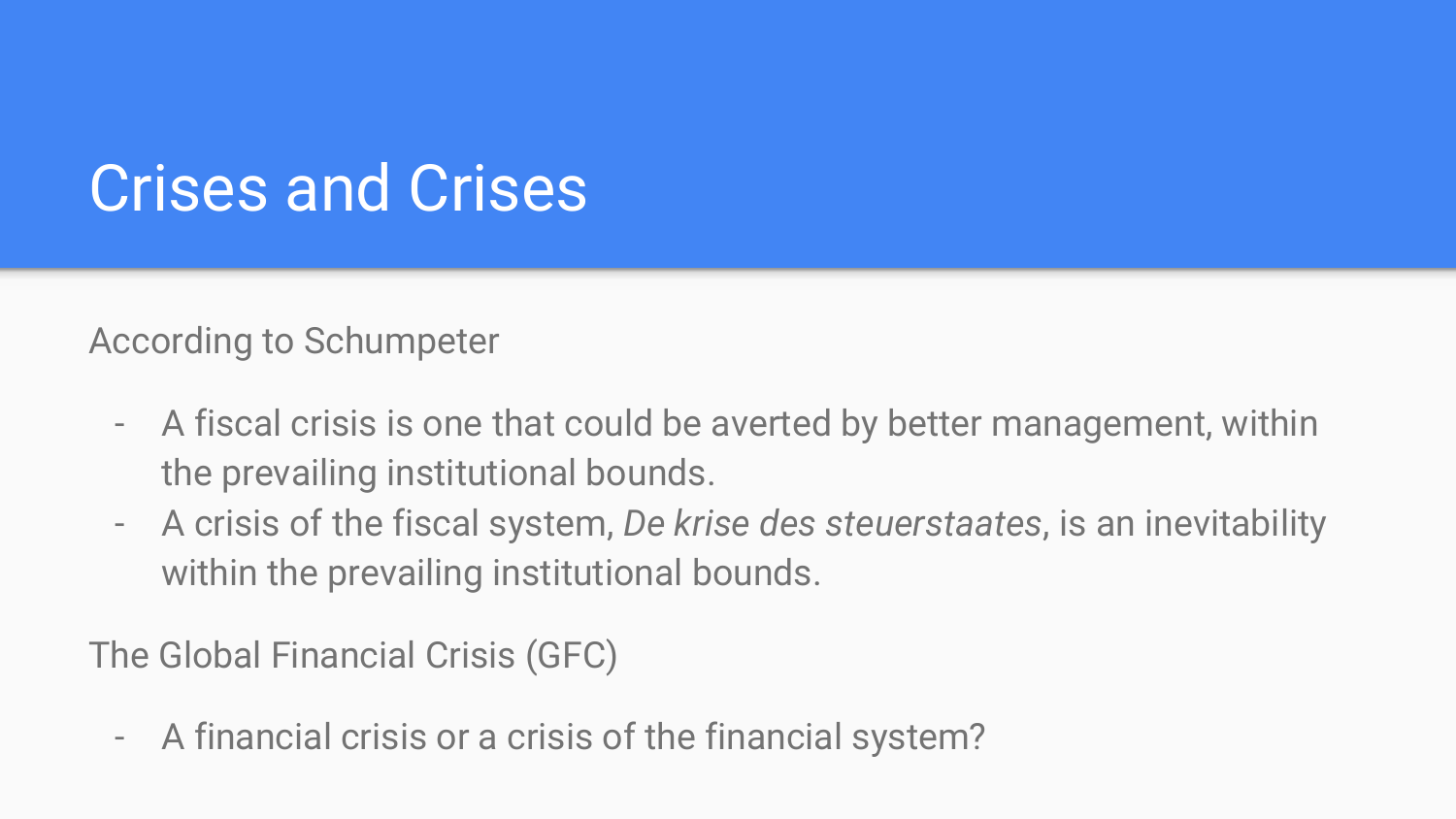# Crises and Crises

According to Schumpeter

- A fiscal crisis is one that could be averted by better management, within the prevailing institutional bounds.
- A crisis of the fiscal system, *De krise des steuerstaates*, is an inevitability within the prevailing institutional bounds.

The Global Financial Crisis (GFC)

- A financial crisis or a crisis of the financial system?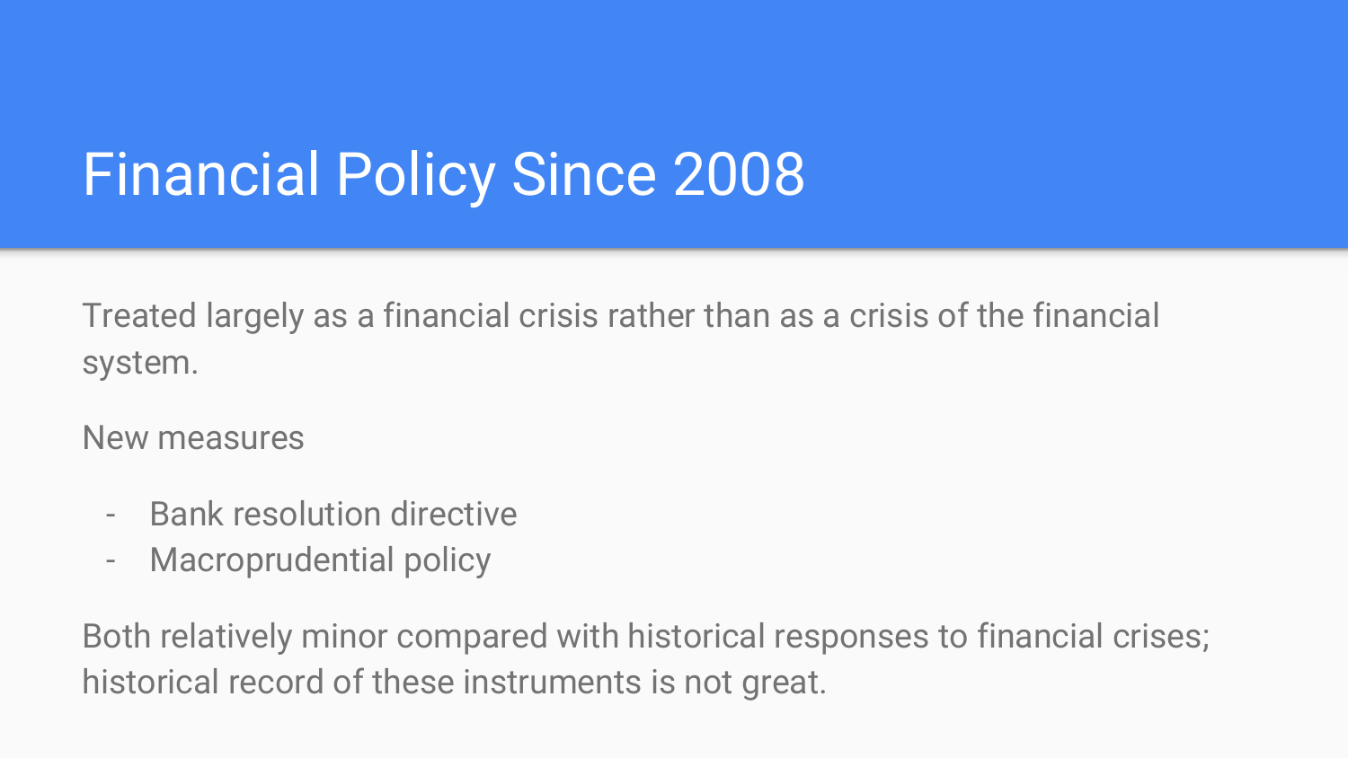# Financial Policy Since 2008

Treated largely as a financial crisis rather than as a crisis of the financial system.

New measures

- Bank resolution directive
- Macroprudential policy

Both relatively minor compared with historical responses to financial crises; historical record of these instruments is not great.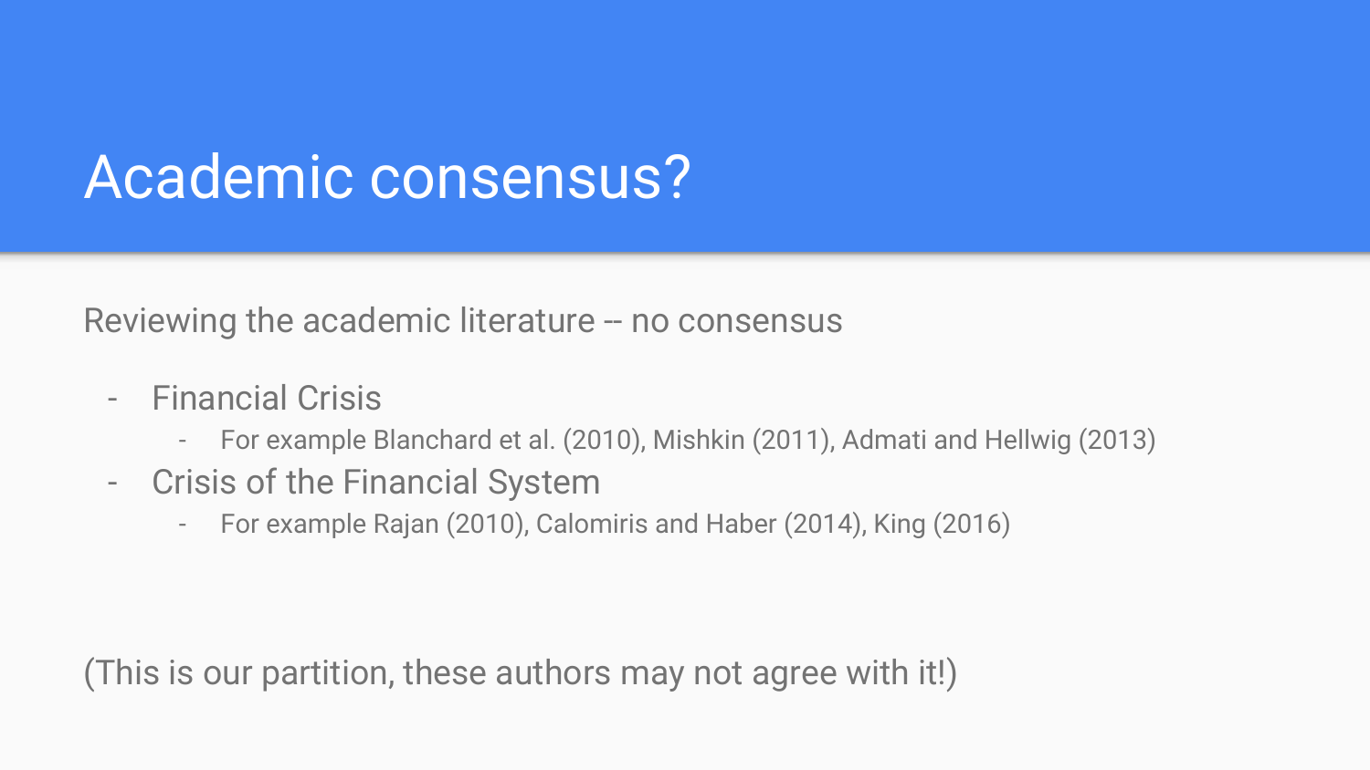# Academic consensus?

Reviewing the academic literature -- no consensus

- Financial Crisis
  - For example Blanchard et al. (2010), Mishkin (2011), Admati and Hellwig (2013)
- Crisis of the Financial System
  - For example Rajan (2010), Calomiris and Haber (2014), King (2016)

(This is our partition, these authors may not agree with it!)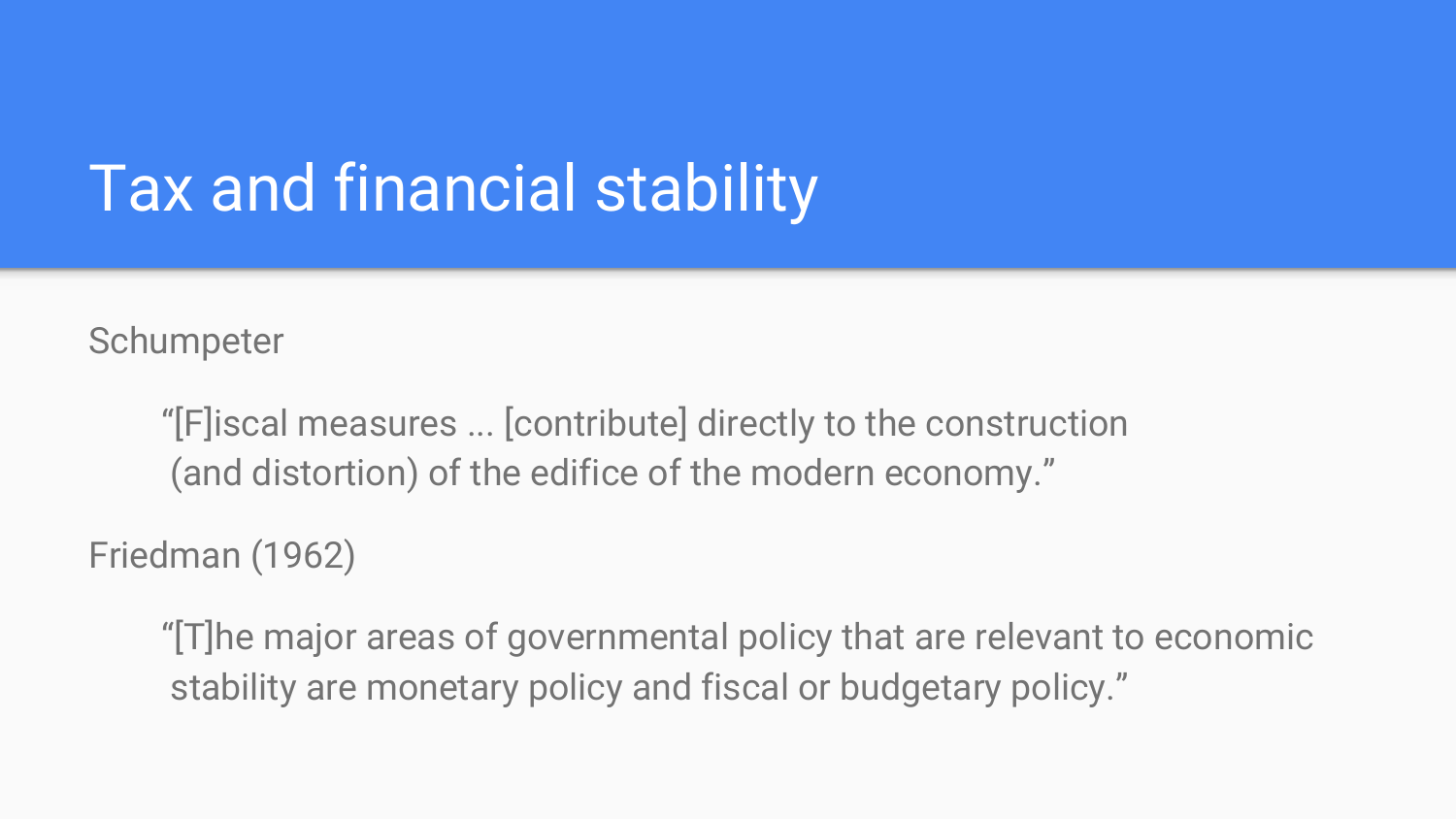# Tax and financial stability

Schumpeter

> "[F]iscal measures ... [contribute] directly to the construction (and distortion) of the edifice of the modern economy."

Friedman (1962)

> "[T]he major areas of governmental policy that are relevant to economic stability are monetary policy and fiscal or budgetary policy."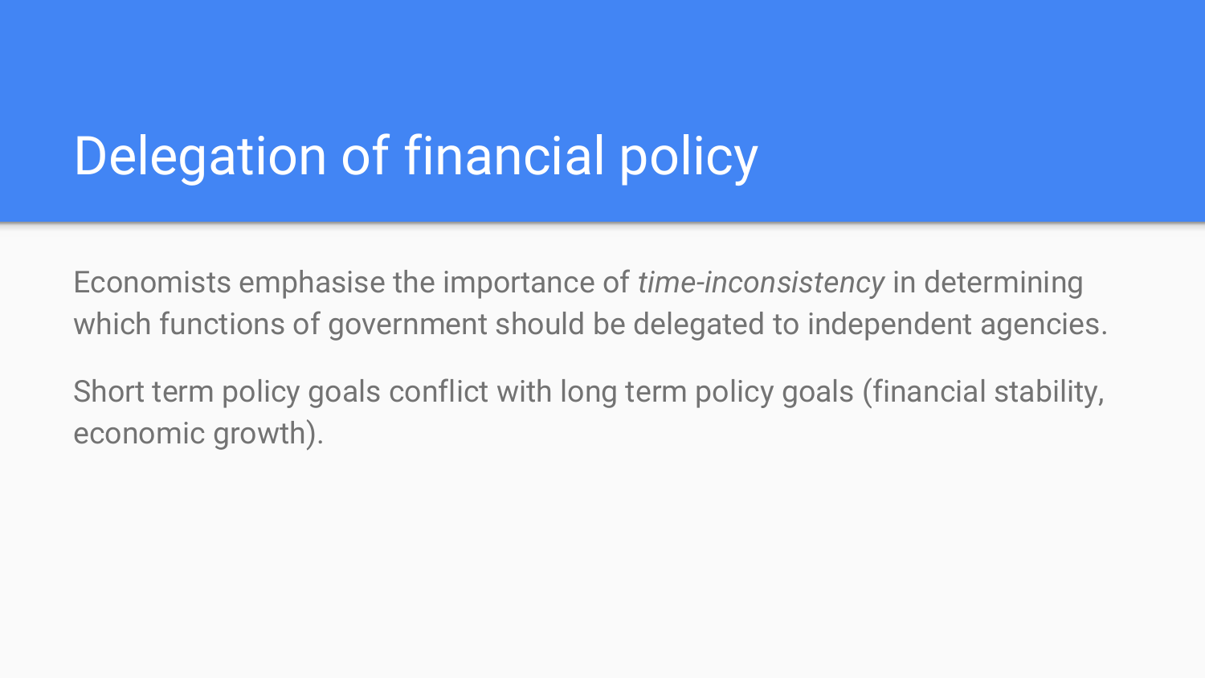# Delegation of financial policy

Economists emphasise the importance of *time-inconsistency* in determining which functions of government should be delegated to independent agencies.

Short term policy goals conflict with long term policy goals (financial stability, economic growth).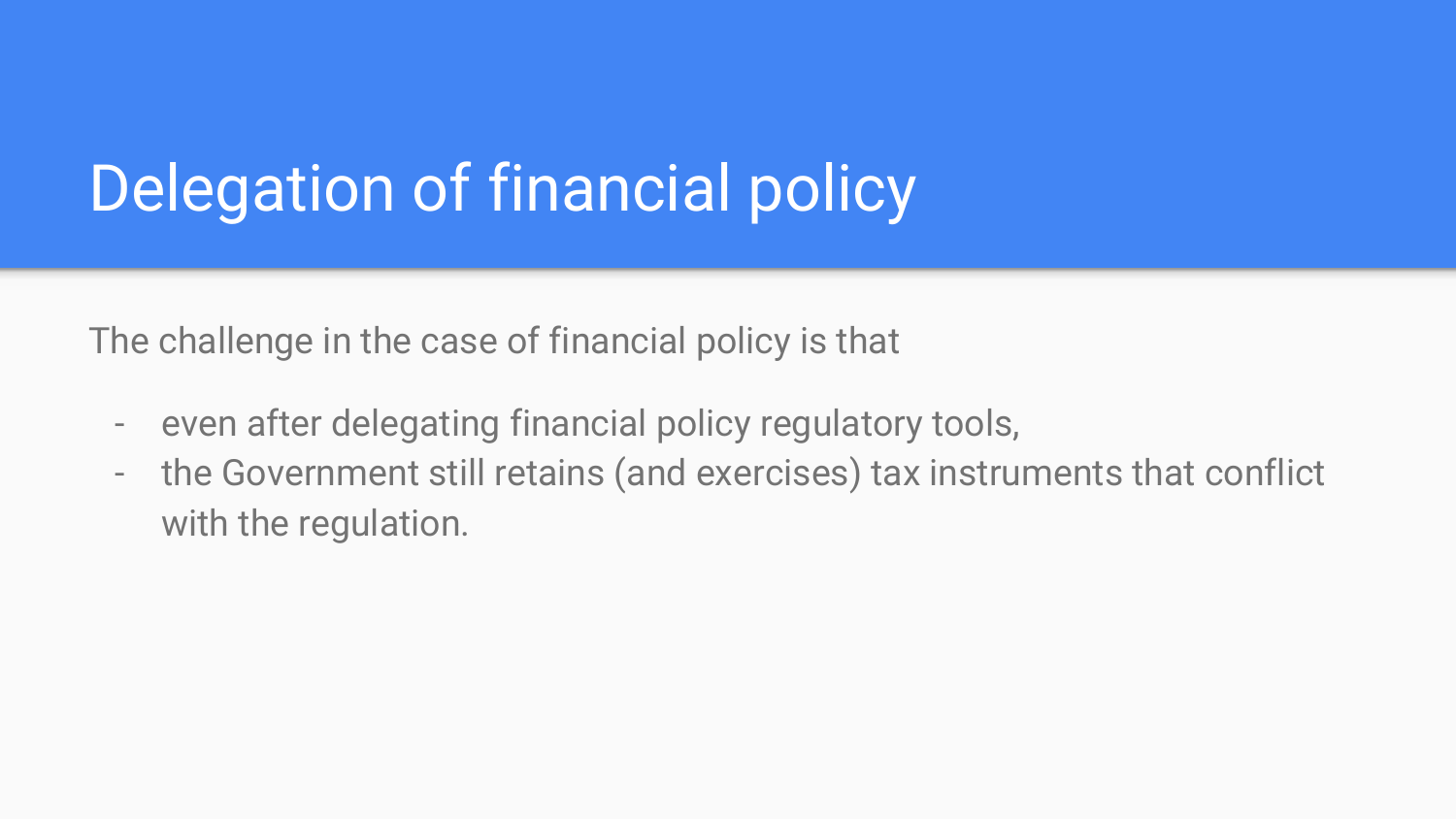# Delegation of financial policy

The challenge in the case of financial policy is that

- even after delegating financial policy regulatory tools,
- the Government still retains (and exercises) tax instruments that conflict with the regulation.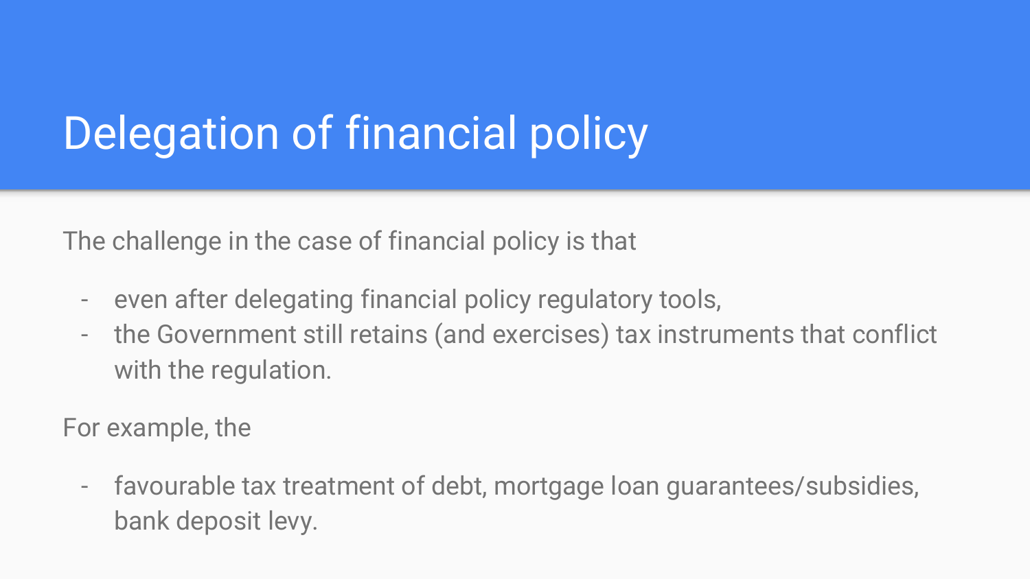# Delegation of financial policy

The challenge in the case of financial policy is that

- even after delegating financial policy regulatory tools,
- the Government still retains (and exercises) tax instruments that conflict with the regulation.

For example, the

- favourable tax treatment of debt, mortgage loan guarantees/subsidies, bank deposit levy.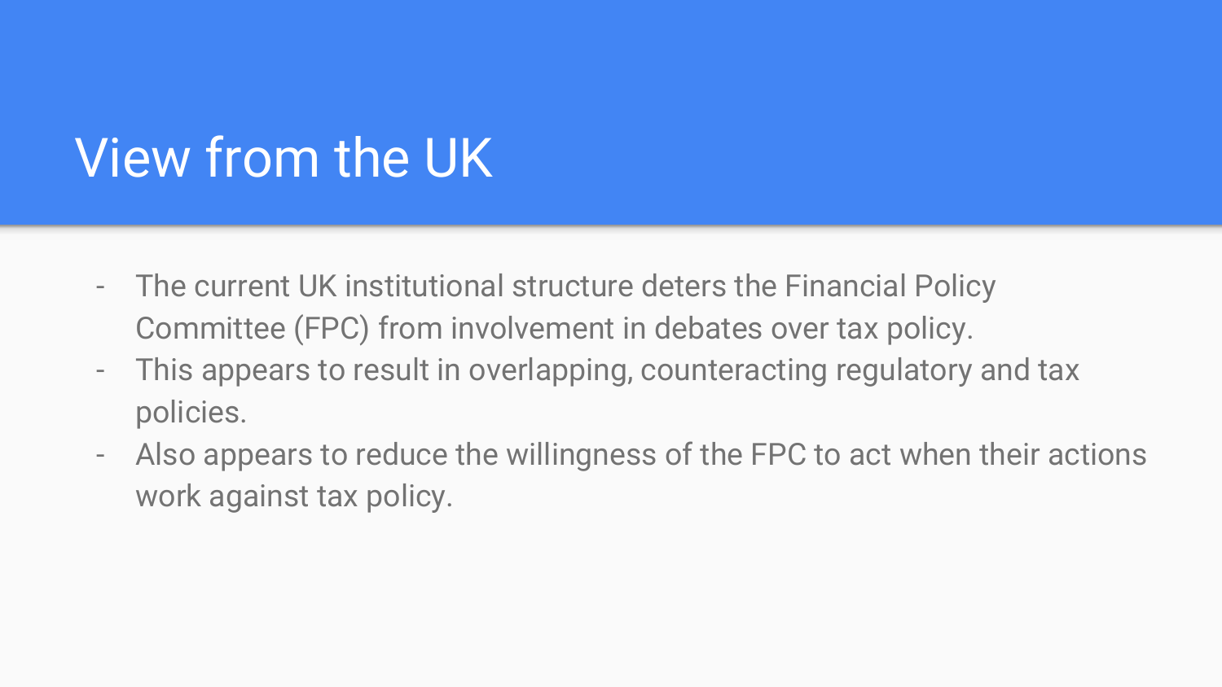# View from the UK

- The current UK institutional structure deters the Financial Policy Committee (FPC) from involvement in debates over tax policy.
- This appears to result in overlapping, counteracting regulatory and tax policies.
- Also appears to reduce the willingness of the FPC to act when their actions work against tax policy.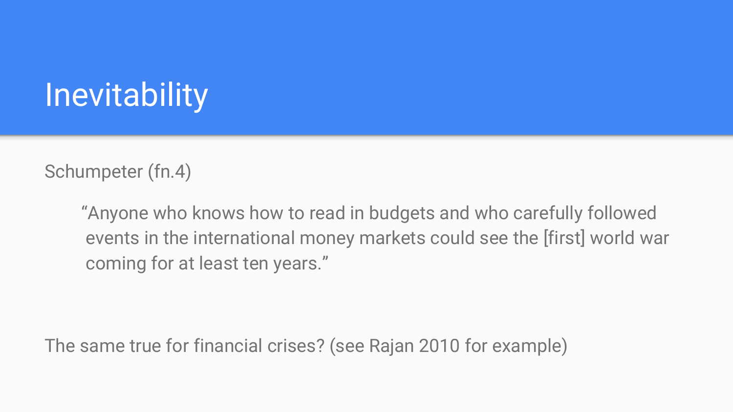# Inevitability

Schumpeter (fn.4)

> "Anyone who knows how to read in budgets and who carefully followed events in the international money markets could see the [first] world war coming for at least ten years."

The same true for financial crises? (see Rajan 2010 for example)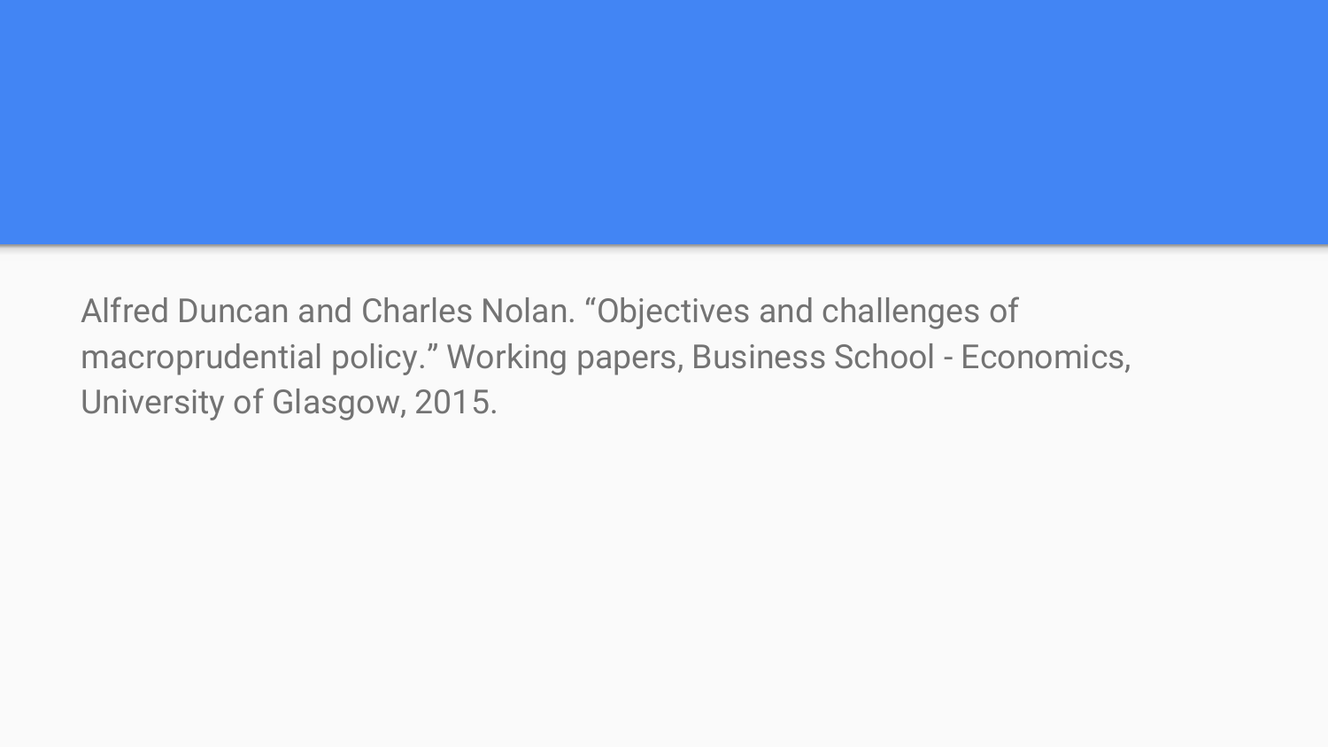Alfred Duncan and Charles Nolan. “Objectives and challenges of macroprudential policy.” Working papers, Business School - Economics, University of Glasgow, 2015.